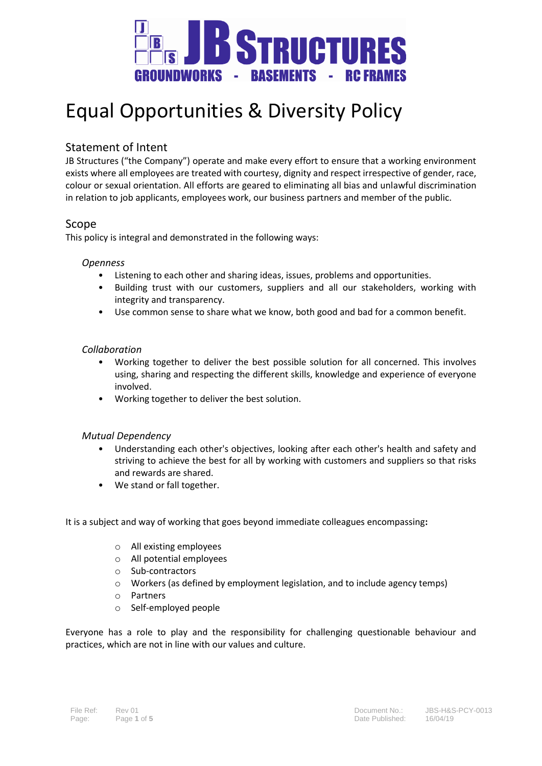# Equal Opportunities & Diversity Policy

## Statement of Intent

JB Structures ("the Company") operate and make every effort to ensure that a working environment exists where all employees are treated with courtesy, dignity and respect irrespective of gender, race, colour or sexual orientation. All efforts are geared to eliminating all bias and unlawful discrimination in relation to job applicants, employees work, our business partners and member of the public.

## Scope

This policy is integral and demonstrated in the following ways:

*Openness*

- Listening to each other and sharing ideas, issues, problems and opportunities.
- Building trust with our customers, suppliers and all our stakeholders, working with integrity and transparency.
- Use common sense to share what we know, both good and bad for a common benefit.

*Collaboration*

- Working together to deliver the best possible solution for all concerned. This involves using, sharing and respecting the different skills, knowledge and experience of everyone involved.
- Working together to deliver the best solution.

*Mutual Dependency*

- Understanding each other's objectives, looking after each other's health and safety and striving to achieve the best for all by working with customers and suppliers so that risks and rewards are shared.
- We stand or fall together.

It is a subject and way of working that goes beyond immediate colleagues encompassing**:**

- All existing employees
- All potential employees
- Sub-contractors
- Workers (as defined by employment legislation, and to include agency temps)
- Partners
- Self-employed people

Everyone has a role to play and the responsibility for challenging questionable behaviour and practices, which are not in line with our values and culture.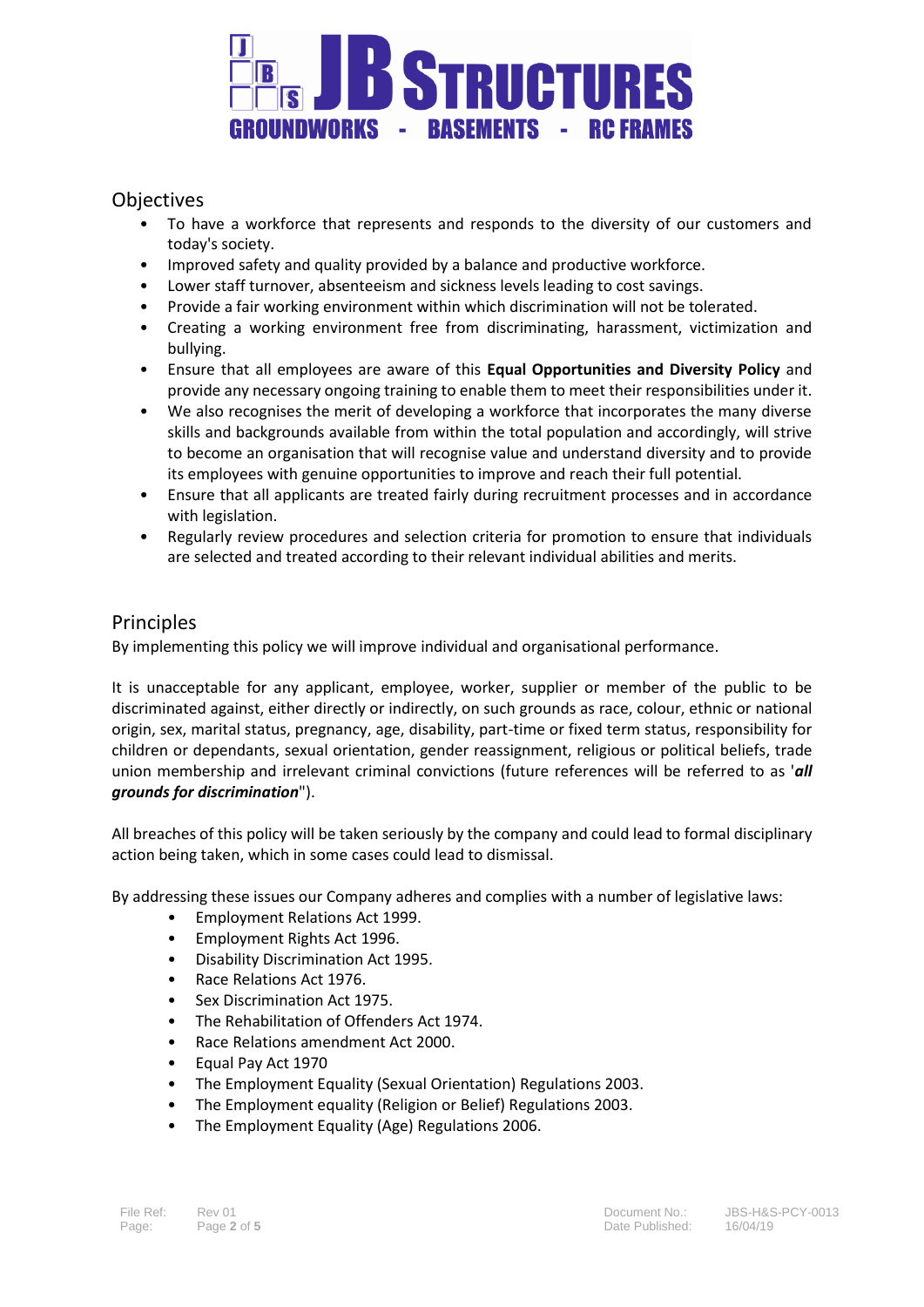## Objectives

- To have a workforce that represents and responds to the diversity of our customers and today's society.
- Improved safety and quality provided by a balance and productive workforce.
- Lower staff turnover, absenteeism and sickness levels leading to cost savings.
- Provide a fair working environment within which discrimination will not be tolerated.
- Creating a working environment free from discriminating, harassment, victimization and bullying.
- Ensure that all employees are aware of this **Equal Opportunities and Diversity Policy** and provide any necessary ongoing training to enable them to meet their responsibilities under it.
- We also recognises the merit of developing a workforce that incorporates the many diverse skills and backgrounds available from within the total population and accordingly, will strive to become an organisation that will recognise value and understand diversity and to provide its employees with genuine opportunities to improve and reach their full potential.
- Ensure that all applicants are treated fairly during recruitment processes and in accordance with legislation.
- Regularly review procedures and selection criteria for promotion to ensure that individuals are selected and treated according to their relevant individual abilities and merits.

## Principles

By implementing this policy we will improve individual and organisational performance.

It is unacceptable for any applicant, employee, worker, supplier or member of the public to be discriminated against, either directly or indirectly, on such grounds as race, colour, ethnic or national origin, sex, marital status, pregnancy, age, disability, part-time or fixed term status, responsibility for children or dependants, sexual orientation, gender reassignment, religious or political beliefs, trade union membership and irrelevant criminal convictions (future references will be referred to as '***all grounds for discrimination***").

All breaches of this policy will be taken seriously by the company and could lead to formal disciplinary action being taken, which in some cases could lead to dismissal.

By addressing these issues our Company adheres and complies with a number of legislative laws:

- Employment Relations Act 1999.
- Employment Rights Act 1996.
- Disability Discrimination Act 1995.
- Race Relations Act 1976.
- Sex Discrimination Act 1975.
- The Rehabilitation of Offenders Act 1974.
- Race Relations amendment Act 2000.
- Equal Pay Act 1970
- The Employment Equality (Sexual Orientation) Regulations 2003.
- The Employment equality (Religion or Belief) Regulations 2003.
- The Employment Equality (Age) Regulations 2006.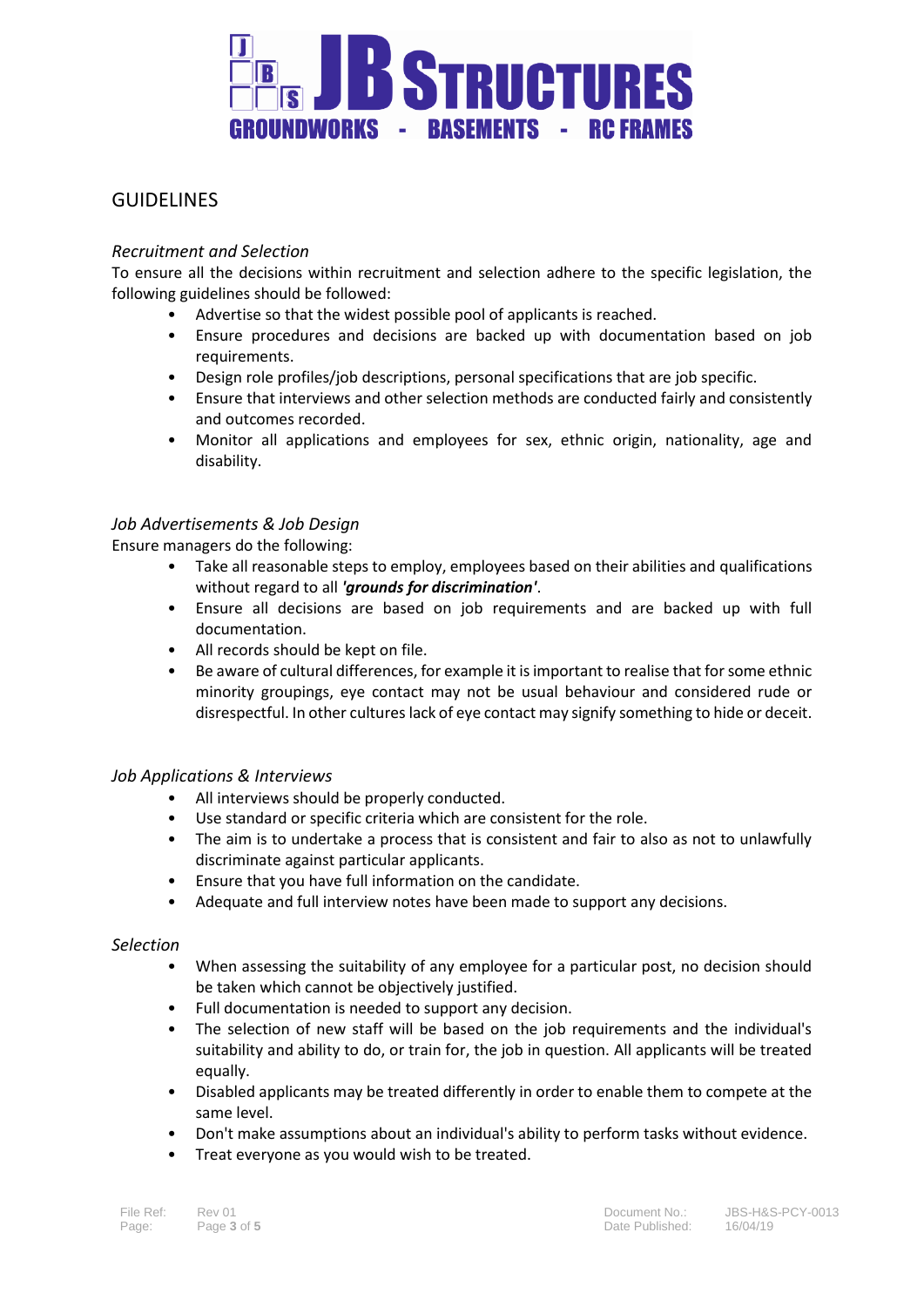## GUIDELINES

*Recruitment and Selection*

To ensure all the decisions within recruitment and selection adhere to the specific legislation, the following guidelines should be followed:

- Advertise so that the widest possible pool of applicants is reached.
- Ensure procedures and decisions are backed up with documentation based on job requirements.
- Design role profiles/job descriptions, personal specifications that are job specific.
- Ensure that interviews and other selection methods are conducted fairly and consistently and outcomes recorded.
- Monitor all applications and employees for sex, ethnic origin, nationality, age and disability.

*Job Advertisements & Job Design*

Ensure managers do the following:

- Take all reasonable steps to employ, employees based on their abilities and qualifications without regard to all ***'grounds for discrimination'***.
- Ensure all decisions are based on job requirements and are backed up with full documentation.
- All records should be kept on file.
- Be aware of cultural differences, for example it is important to realise that for some ethnic minority groupings, eye contact may not be usual behaviour and considered rude or disrespectful. In other cultures lack of eye contact may signify something to hide or deceit.

*Job Applications & Interviews*

- All interviews should be properly conducted.
- Use standard or specific criteria which are consistent for the role.
- The aim is to undertake a process that is consistent and fair to also as not to unlawfully discriminate against particular applicants.
- Ensure that you have full information on the candidate.
- Adequate and full interview notes have been made to support any decisions.

*Selection*

- When assessing the suitability of any employee for a particular post, no decision should be taken which cannot be objectively justified.
- Full documentation is needed to support any decision.
- The selection of new staff will be based on the job requirements and the individual's suitability and ability to do, or train for, the job in question. All applicants will be treated equally.
- Disabled applicants may be treated differently in order to enable them to compete at the same level.
- Don't make assumptions about an individual's ability to perform tasks without evidence.
- Treat everyone as you would wish to be treated.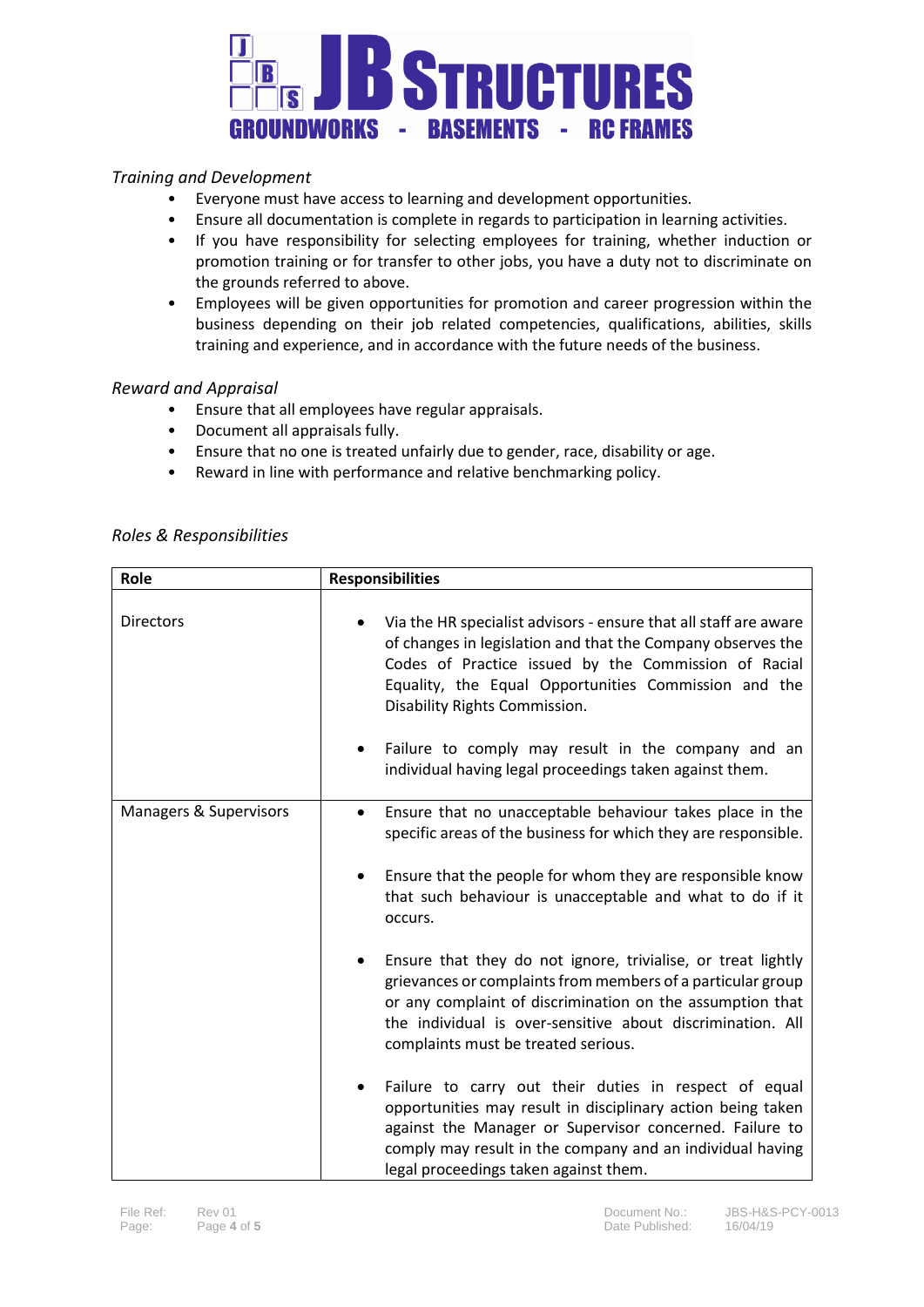*Training and Development*

- Everyone must have access to learning and development opportunities.
- Ensure all documentation is complete in regards to participation in learning activities.
- If you have responsibility for selecting employees for training, whether induction or promotion training or for transfer to other jobs, you have a duty not to discriminate on the grounds referred to above.
- Employees will be given opportunities for promotion and career progression within the business depending on their job related competencies, qualifications, abilities, skills training and experience, and in accordance with the future needs of the business.

*Reward and Appraisal*

- Ensure that all employees have regular appraisals.
- Document all appraisals fully.
- Ensure that no one is treated unfairly due to gender, race, disability or age.
- Reward in line with performance and relative benchmarking policy.

*Roles & Responsibilities*

| **Role** | **Responsibilities** |
|---|---|
| Directors | • Via the HR specialist advisors - ensure that all staff are aware of changes in legislation and that the Company observes the Codes of Practice issued by the Commission of Racial Equality, the Equal Opportunities Commission and the Disability Rights Commission.<br><br>• Failure to comply may result in the company and an individual having legal proceedings taken against them. |
| Managers & Supervisors | • Ensure that no unacceptable behaviour takes place in the specific areas of the business for which they are responsible.<br><br>• Ensure that the people for whom they are responsible know that such behaviour is unacceptable and what to do if it occurs.<br><br>• Ensure that they do not ignore, trivialise, or treat lightly grievances or complaints from members of a particular group or any complaint of discrimination on the assumption that the individual is over-sensitive about discrimination. All complaints must be treated serious.<br><br>• Failure to carry out their duties in respect of equal opportunities may result in disciplinary action being taken against the Manager or Supervisor concerned. Failure to comply may result in the company and an individual having legal proceedings taken against them. |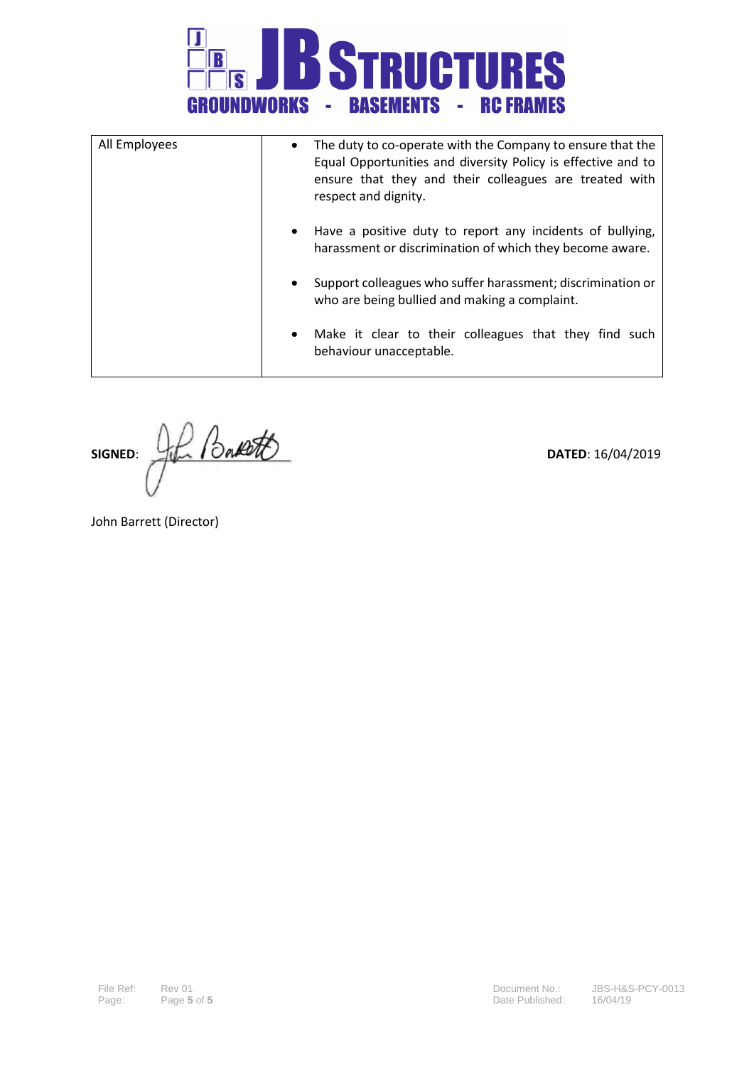| | |
|---|---|
| All Employees | • The duty to co-operate with the Company to ensure that the Equal Opportunities and diversity Policy is effective and to ensure that they and their colleagues are treated with respect and dignity.<br><br>• Have a positive duty to report any incidents of bullying, harassment or discrimination of which they become aware.<br><br>• Support colleagues who suffer harassment; discrimination or who are being bullied and making a complaint.<br><br>• Make it clear to their colleagues that they find such behaviour unacceptable. |

**SIGNED**: John Barrett **DATED**: 16/04/2019

John Barrett (Director)